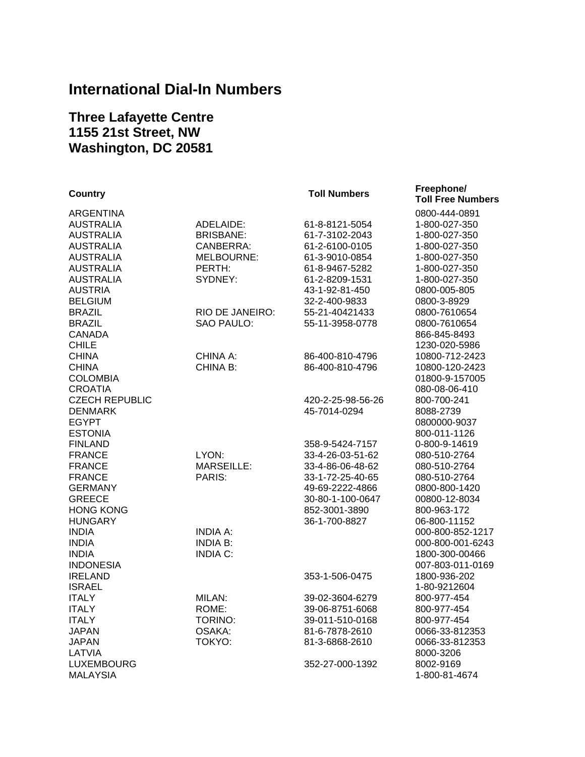# International Dial-In Numbers

## Three Lafayette Centre
## 1155 21st Street, NW
## Washington, DC 20581

| Country | | Toll Numbers | Freephone/ Toll Free Numbers |
| --- | --- | --- | --- |
| ARGENTINA | | | 0800-444-0891 |
| AUSTRALIA | ADELAIDE: | 61-8-8121-5054 | 1-800-027-350 |
| AUSTRALIA | BRISBANE: | 61-7-3102-2043 | 1-800-027-350 |
| AUSTRALIA | CANBERRA: | 61-2-6100-0105 | 1-800-027-350 |
| AUSTRALIA | MELBOURNE: | 61-3-9010-0854 | 1-800-027-350 |
| AUSTRALIA | PERTH: | 61-8-9467-5282 | 1-800-027-350 |
| AUSTRALIA | SYDNEY: | 61-2-8209-1531 | 1-800-027-350 |
| AUSTRIA | | 43-1-92-81-450 | 0800-005-805 |
| BELGIUM | | 32-2-400-9833 | 0800-3-8929 |
| BRAZIL | RIO DE JANEIRO: | 55-21-40421433 | 0800-7610654 |
| BRAZIL | SAO PAULO: | 55-11-3958-0778 | 0800-7610654 |
| CANADA | | | 866-845-8493 |
| CHILE | | | 1230-020-5986 |
| CHINA | CHINA A: | 86-400-810-4796 | 10800-712-2423 |
| CHINA | CHINA B: | 86-400-810-4796 | 10800-120-2423 |
| COLOMBIA | | | 01800-9-157005 |
| CROATIA | | | 080-08-06-410 |
| CZECH REPUBLIC | | 420-2-25-98-56-26 | 800-700-241 |
| DENMARK | | 45-7014-0294 | 8088-2739 |
| EGYPT | | | 0800000-9037 |
| ESTONIA | | | 800-011-1126 |
| FINLAND | | 358-9-5424-7157 | 0-800-9-14619 |
| FRANCE | LYON: | 33-4-26-03-51-62 | 080-510-2764 |
| FRANCE | MARSEILLE: | 33-4-86-06-48-62 | 080-510-2764 |
| FRANCE | PARIS: | 33-1-72-25-40-65 | 080-510-2764 |
| GERMANY | | 49-69-2222-4866 | 0800-800-1420 |
| GREECE | | 30-80-1-100-0647 | 00800-12-8034 |
| HONG KONG | | 852-3001-3890 | 800-963-172 |
| HUNGARY | | 36-1-700-8827 | 06-800-11152 |
| INDIA | INDIA A: | | 000-800-852-1217 |
| INDIA | INDIA B: | | 000-800-001-6243 |
| INDIA | INDIA C: | | 1800-300-00466 |
| INDONESIA | | | 007-803-011-0169 |
| IRELAND | | 353-1-506-0475 | 1800-936-202 |
| ISRAEL | | | 1-80-9212604 |
| ITALY | MILAN: | 39-02-3604-6279 | 800-977-454 |
| ITALY | ROME: | 39-06-8751-6068 | 800-977-454 |
| ITALY | TORINO: | 39-011-510-0168 | 800-977-454 |
| JAPAN | OSAKA: | 81-6-7878-2610 | 0066-33-812353 |
| JAPAN | TOKYO: | 81-3-6868-2610 | 0066-33-812353 |
| LATVIA | | | 8000-3206 |
| LUXEMBOURG | | 352-27-000-1392 | 8002-9169 |
| MALAYSIA | | | 1-800-81-4674 |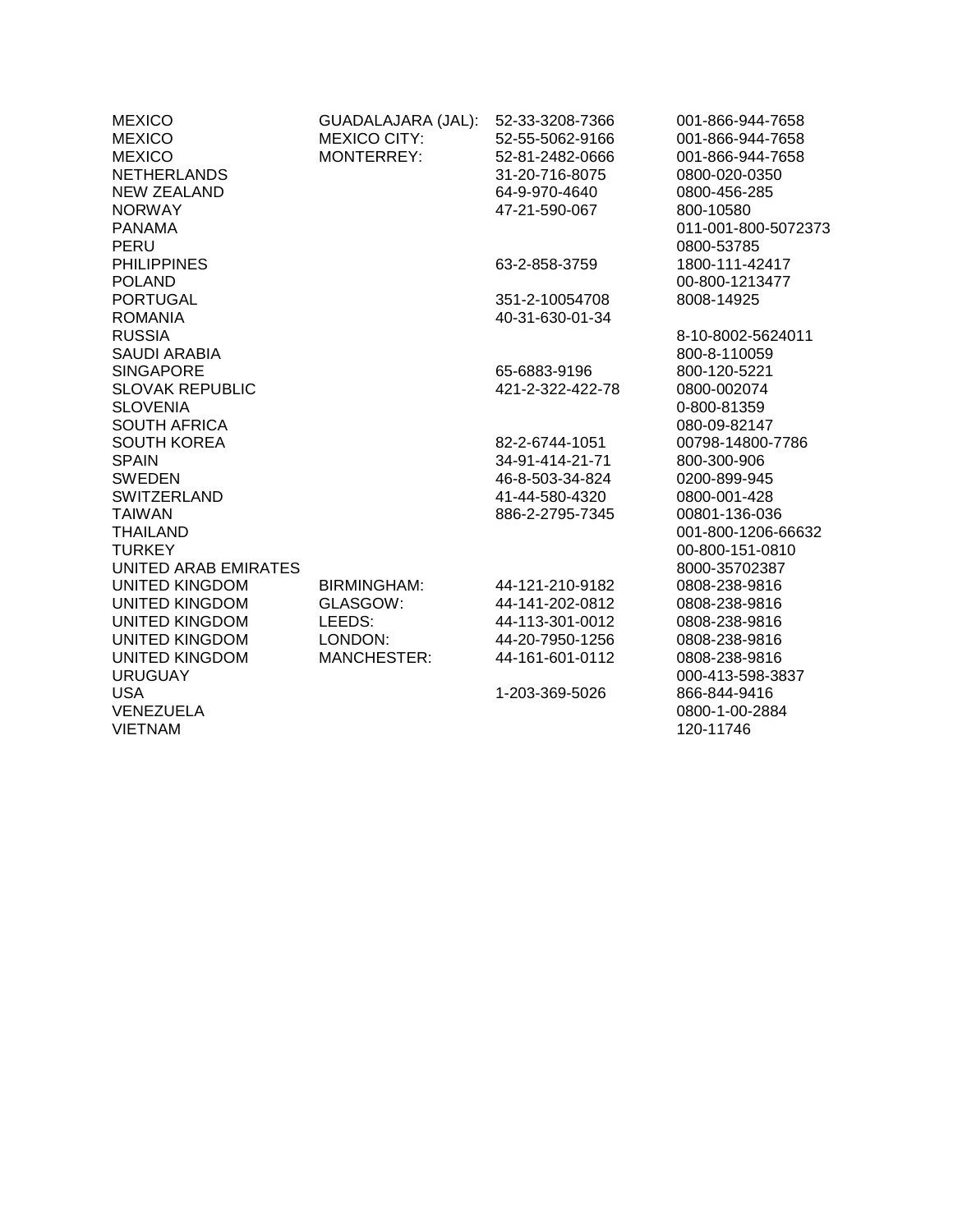| | | | |
|---|---|---|---|
| MEXICO | GUADALAJARA (JAL): | 52-33-3208-7366 | 001-866-944-7658 |
| MEXICO | MEXICO CITY: | 52-55-5062-9166 | 001-866-944-7658 |
| MEXICO | MONTERREY: | 52-81-2482-0666 | 001-866-944-7658 |
| NETHERLANDS | | 31-20-716-8075 | 0800-020-0350 |
| NEW ZEALAND | | 64-9-970-4640 | 0800-456-285 |
| NORWAY | | 47-21-590-067 | 800-10580 |
| PANAMA | | | 011-001-800-5072373 |
| PERU | | | 0800-53785 |
| PHILIPPINES | | 63-2-858-3759 | 1800-111-42417 |
| POLAND | | | 00-800-1213477 |
| PORTUGAL | | 351-2-10054708 | 8008-14925 |
| ROMANIA | | 40-31-630-01-34 | |
| RUSSIA | | | 8-10-8002-5624011 |
| SAUDI ARABIA | | | 800-8-110059 |
| SINGAPORE | | 65-6883-9196 | 800-120-5221 |
| SLOVAK REPUBLIC | | 421-2-322-422-78 | 0800-002074 |
| SLOVENIA | | | 0-800-81359 |
| SOUTH AFRICA | | | 080-09-82147 |
| SOUTH KOREA | | 82-2-6744-1051 | 00798-14800-7786 |
| SPAIN | | 34-91-414-21-71 | 800-300-906 |
| SWEDEN | | 46-8-503-34-824 | 0200-899-945 |
| SWITZERLAND | | 41-44-580-4320 | 0800-001-428 |
| TAIWAN | | 886-2-2795-7345 | 00801-136-036 |
| THAILAND | | | 001-800-1206-66632 |
| TURKEY | | | 00-800-151-0810 |
| UNITED ARAB EMIRATES | | | 8000-35702387 |
| UNITED KINGDOM | BIRMINGHAM: | 44-121-210-9182 | 0808-238-9816 |
| UNITED KINGDOM | GLASGOW: | 44-141-202-0812 | 0808-238-9816 |
| UNITED KINGDOM | LEEDS: | 44-113-301-0012 | 0808-238-9816 |
| UNITED KINGDOM | LONDON: | 44-20-7950-1256 | 0808-238-9816 |
| UNITED KINGDOM | MANCHESTER: | 44-161-601-0112 | 0808-238-9816 |
| URUGUAY | | | 000-413-598-3837 |
| USA | | 1-203-369-5026 | 866-844-9416 |
| VENEZUELA | | | 0800-1-00-2884 |
| VIETNAM | | | 120-11746 |